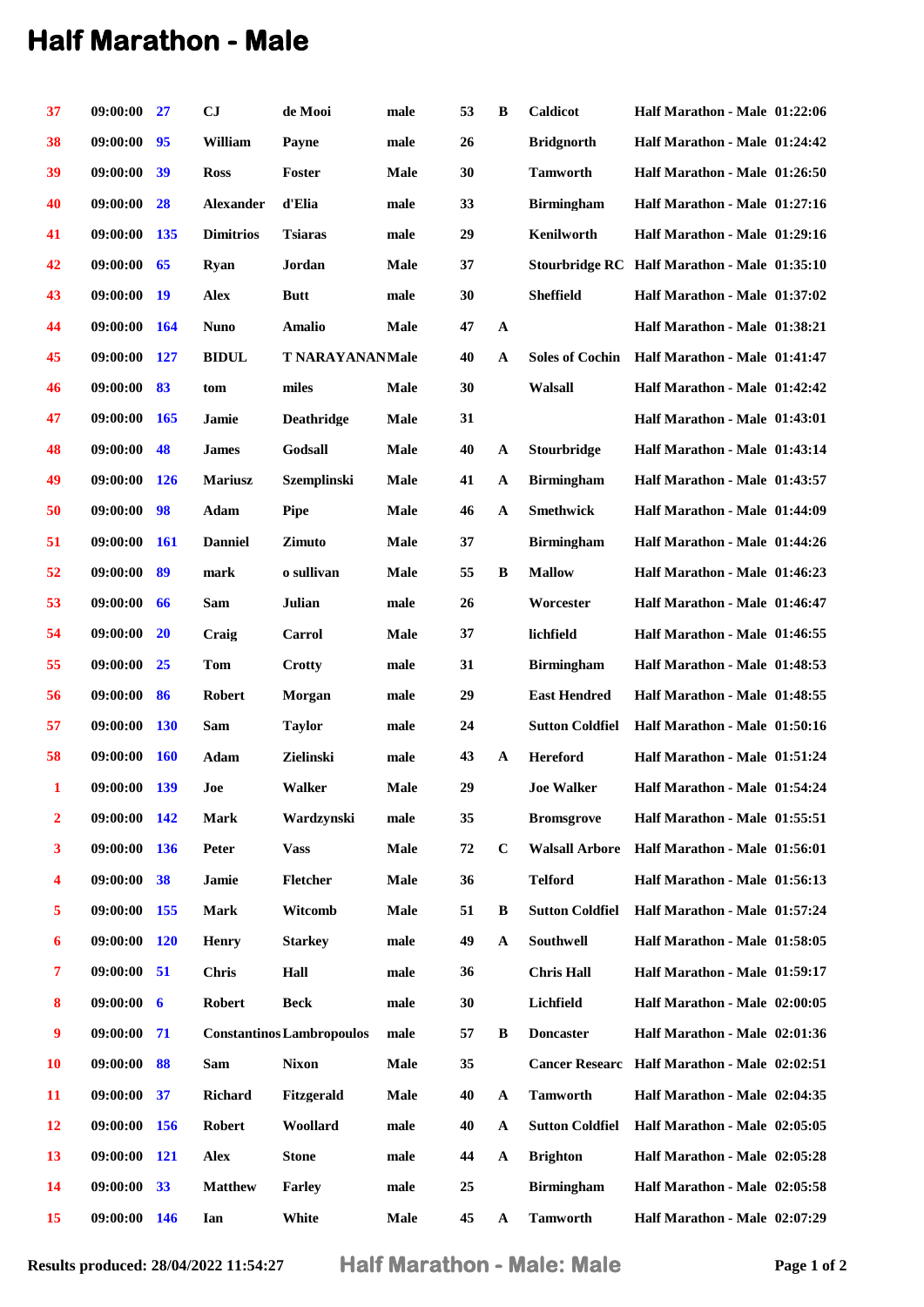# Half Marathon - Male

| | | | | | | | | | | |
|---|---|---|---|---|---|---|---|---|---|---|
| 37 | 09:00:00 | 27 | CJ | de Mooi | male | 53 | B | Caldicot | Half Marathon - Male | 01:22:06 |
| 38 | 09:00:00 | 95 | William | Payne | male | 26 | | Bridgnorth | Half Marathon - Male | 01:24:42 |
| 39 | 09:00:00 | 39 | Ross | Foster | Male | 30 | | Tamworth | Half Marathon - Male | 01:26:50 |
| 40 | 09:00:00 | 28 | Alexander | d'Elia | male | 33 | | Birmingham | Half Marathon - Male | 01:27:16 |
| 41 | 09:00:00 | 135 | Dimitrios | Tsiaras | male | 29 | | Kenilworth | Half Marathon - Male | 01:29:16 |
| 42 | 09:00:00 | 65 | Ryan | Jordan | Male | 37 | | Stourbridge RC | Half Marathon - Male | 01:35:10 |
| 43 | 09:00:00 | 19 | Alex | Butt | male | 30 | | Sheffield | Half Marathon - Male | 01:37:02 |
| 44 | 09:00:00 | 164 | Nuno | Amalio | Male | 47 | A | | Half Marathon - Male | 01:38:21 |
| 45 | 09:00:00 | 127 | BIDUL | T NARAYANAN | Male | 40 | A | Soles of Cochin | Half Marathon - Male | 01:41:47 |
| 46 | 09:00:00 | 83 | tom | miles | Male | 30 | | Walsall | Half Marathon - Male | 01:42:42 |
| 47 | 09:00:00 | 165 | Jamie | Deathridge | Male | 31 | | | Half Marathon - Male | 01:43:01 |
| 48 | 09:00:00 | 48 | James | Godsall | Male | 40 | A | Stourbridge | Half Marathon - Male | 01:43:14 |
| 49 | 09:00:00 | 126 | Mariusz | Szemplinski | Male | 41 | A | Birmingham | Half Marathon - Male | 01:43:57 |
| 50 | 09:00:00 | 98 | Adam | Pipe | Male | 46 | A | Smethwick | Half Marathon - Male | 01:44:09 |
| 51 | 09:00:00 | 161 | Danniel | Zimuto | Male | 37 | | Birmingham | Half Marathon - Male | 01:44:26 |
| 52 | 09:00:00 | 89 | mark | o sullivan | Male | 55 | B | Mallow | Half Marathon - Male | 01:46:23 |
| 53 | 09:00:00 | 66 | Sam | Julian | male | 26 | | Worcester | Half Marathon - Male | 01:46:47 |
| 54 | 09:00:00 | 20 | Craig | Carrol | Male | 37 | | lichfield | Half Marathon - Male | 01:46:55 |
| 55 | 09:00:00 | 25 | Tom | Crotty | male | 31 | | Birmingham | Half Marathon - Male | 01:48:53 |
| 56 | 09:00:00 | 86 | Robert | Morgan | male | 29 | | East Hendred | Half Marathon - Male | 01:48:55 |
| 57 | 09:00:00 | 130 | Sam | Taylor | male | 24 | | Sutton Coldfiel | Half Marathon - Male | 01:50:16 |
| 58 | 09:00:00 | 160 | Adam | Zielinski | male | 43 | A | Hereford | Half Marathon - Male | 01:51:24 |
| 1 | 09:00:00 | 139 | Joe | Walker | Male | 29 | | Joe Walker | Half Marathon - Male | 01:54:24 |
| 2 | 09:00:00 | 142 | Mark | Wardzynski | male | 35 | | Bromsgrove | Half Marathon - Male | 01:55:51 |
| 3 | 09:00:00 | 136 | Peter | Vass | Male | 72 | C | Walsall Arbore | Half Marathon - Male | 01:56:01 |
| 4 | 09:00:00 | 38 | Jamie | Fletcher | Male | 36 | | Telford | Half Marathon - Male | 01:56:13 |
| 5 | 09:00:00 | 155 | Mark | Witcomb | Male | 51 | B | Sutton Coldfiel | Half Marathon - Male | 01:57:24 |
| 6 | 09:00:00 | 120 | Henry | Starkey | male | 49 | A | Southwell | Half Marathon - Male | 01:58:05 |
| 7 | 09:00:00 | 51 | Chris | Hall | male | 36 | | Chris Hall | Half Marathon - Male | 01:59:17 |
| 8 | 09:00:00 | 6 | Robert | Beck | male | 30 | | Lichfield | Half Marathon - Male | 02:00:05 |
| 9 | 09:00:00 | 71 | Constantinos | Lambropoulos | male | 57 | B | Doncaster | Half Marathon - Male | 02:01:36 |
| 10 | 09:00:00 | 88 | Sam | Nixon | Male | 35 | | Cancer Researc | Half Marathon - Male | 02:02:51 |
| 11 | 09:00:00 | 37 | Richard | Fitzgerald | Male | 40 | A | Tamworth | Half Marathon - Male | 02:04:35 |
| 12 | 09:00:00 | 156 | Robert | Woollard | male | 40 | A | Sutton Coldfiel | Half Marathon - Male | 02:05:05 |
| 13 | 09:00:00 | 121 | Alex | Stone | male | 44 | A | Brighton | Half Marathon - Male | 02:05:28 |
| 14 | 09:00:00 | 33 | Matthew | Farley | male | 25 | | Birmingham | Half Marathon - Male | 02:05:58 |
| 15 | 09:00:00 | 146 | Ian | White | Male | 45 | A | Tamworth | Half Marathon - Male | 02:07:29 |

Results produced: 28/04/2022 11:54:27 — Half Marathon - Male: Male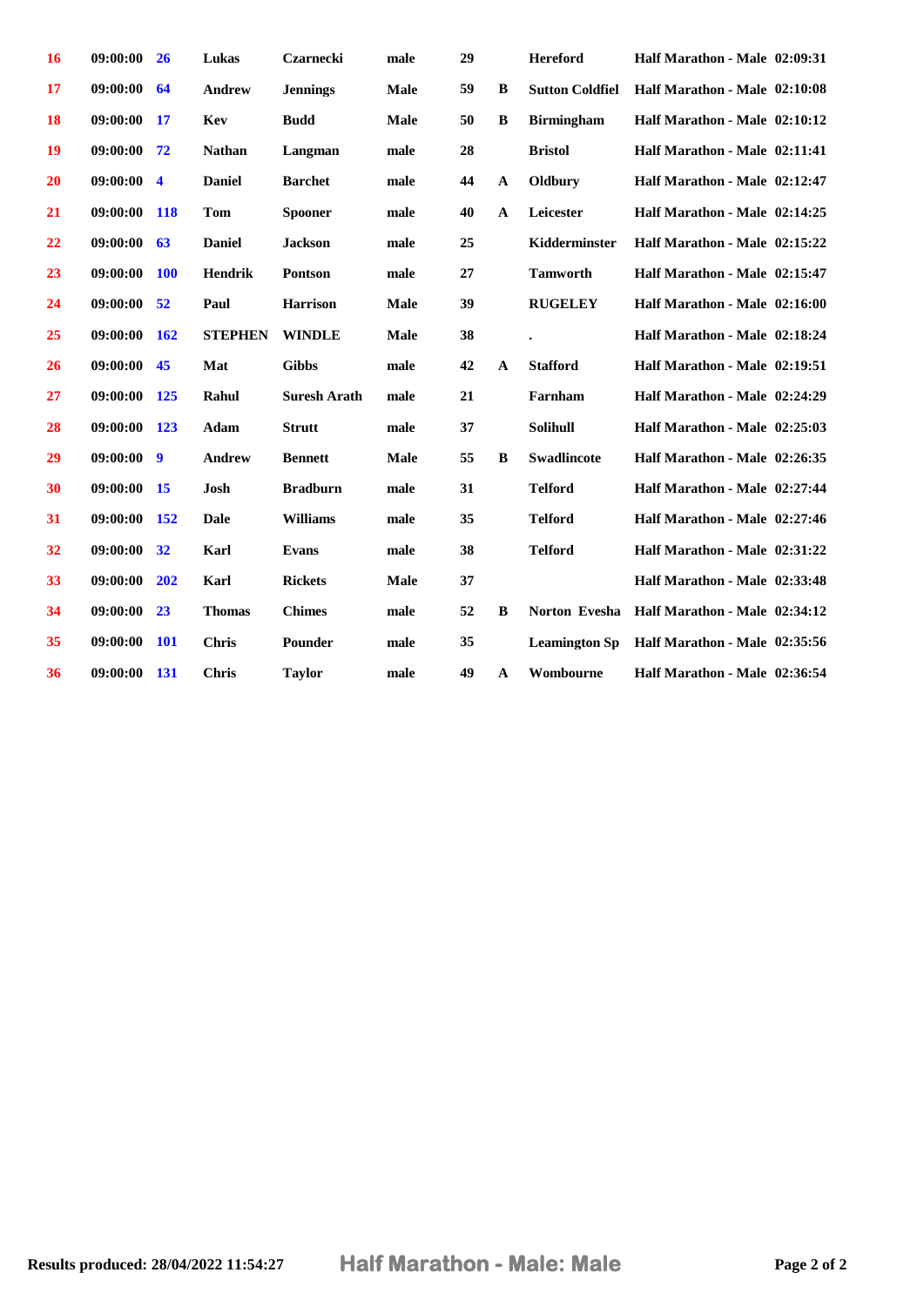| | | | | | | | | | | |
|---|---|---|---|---|---|---|---|---|---|---|
| 16 | 09:00:00 | 26 | Lukas | Czarnecki | male | 29 | | Hereford | Half Marathon - Male | 02:09:31 |
| 17 | 09:00:00 | 64 | Andrew | Jennings | Male | 59 | B | Sutton Coldfiel | Half Marathon - Male | 02:10:08 |
| 18 | 09:00:00 | 17 | Kev | Budd | Male | 50 | B | Birmingham | Half Marathon - Male | 02:10:12 |
| 19 | 09:00:00 | 72 | Nathan | Langman | male | 28 | | Bristol | Half Marathon - Male | 02:11:41 |
| 20 | 09:00:00 | 4 | Daniel | Barchet | male | 44 | A | Oldbury | Half Marathon - Male | 02:12:47 |
| 21 | 09:00:00 | 118 | Tom | Spooner | male | 40 | A | Leicester | Half Marathon - Male | 02:14:25 |
| 22 | 09:00:00 | 63 | Daniel | Jackson | male | 25 | | Kidderminster | Half Marathon - Male | 02:15:22 |
| 23 | 09:00:00 | 100 | Hendrik | Pontson | male | 27 | | Tamworth | Half Marathon - Male | 02:15:47 |
| 24 | 09:00:00 | 52 | Paul | Harrison | Male | 39 | | RUGELEY | Half Marathon - Male | 02:16:00 |
| 25 | 09:00:00 | 162 | STEPHEN | WINDLE | Male | 38 | | . | Half Marathon - Male | 02:18:24 |
| 26 | 09:00:00 | 45 | Mat | Gibbs | male | 42 | A | Stafford | Half Marathon - Male | 02:19:51 |
| 27 | 09:00:00 | 125 | Rahul | Suresh Arath | male | 21 | | Farnham | Half Marathon - Male | 02:24:29 |
| 28 | 09:00:00 | 123 | Adam | Strutt | male | 37 | | Solihull | Half Marathon - Male | 02:25:03 |
| 29 | 09:00:00 | 9 | Andrew | Bennett | Male | 55 | B | Swadlincote | Half Marathon - Male | 02:26:35 |
| 30 | 09:00:00 | 15 | Josh | Bradburn | male | 31 | | Telford | Half Marathon - Male | 02:27:44 |
| 31 | 09:00:00 | 152 | Dale | Williams | male | 35 | | Telford | Half Marathon - Male | 02:27:46 |
| 32 | 09:00:00 | 32 | Karl | Evans | male | 38 | | Telford | Half Marathon - Male | 02:31:22 |
| 33 | 09:00:00 | 202 | Karl | Rickets | Male | 37 | | | Half Marathon - Male | 02:33:48 |
| 34 | 09:00:00 | 23 | Thomas | Chimes | male | 52 | B | Norton Evesha | Half Marathon - Male | 02:34:12 |
| 35 | 09:00:00 | 101 | Chris | Pounder | male | 35 | | Leamington Sp | Half Marathon - Male | 02:35:56 |
| 36 | 09:00:00 | 131 | Chris | Taylor | male | 49 | A | Wombourne | Half Marathon - Male | 02:36:54 |

**Results produced: 28/04/2022 11:54:27** **Half Marathon - Male: Male**